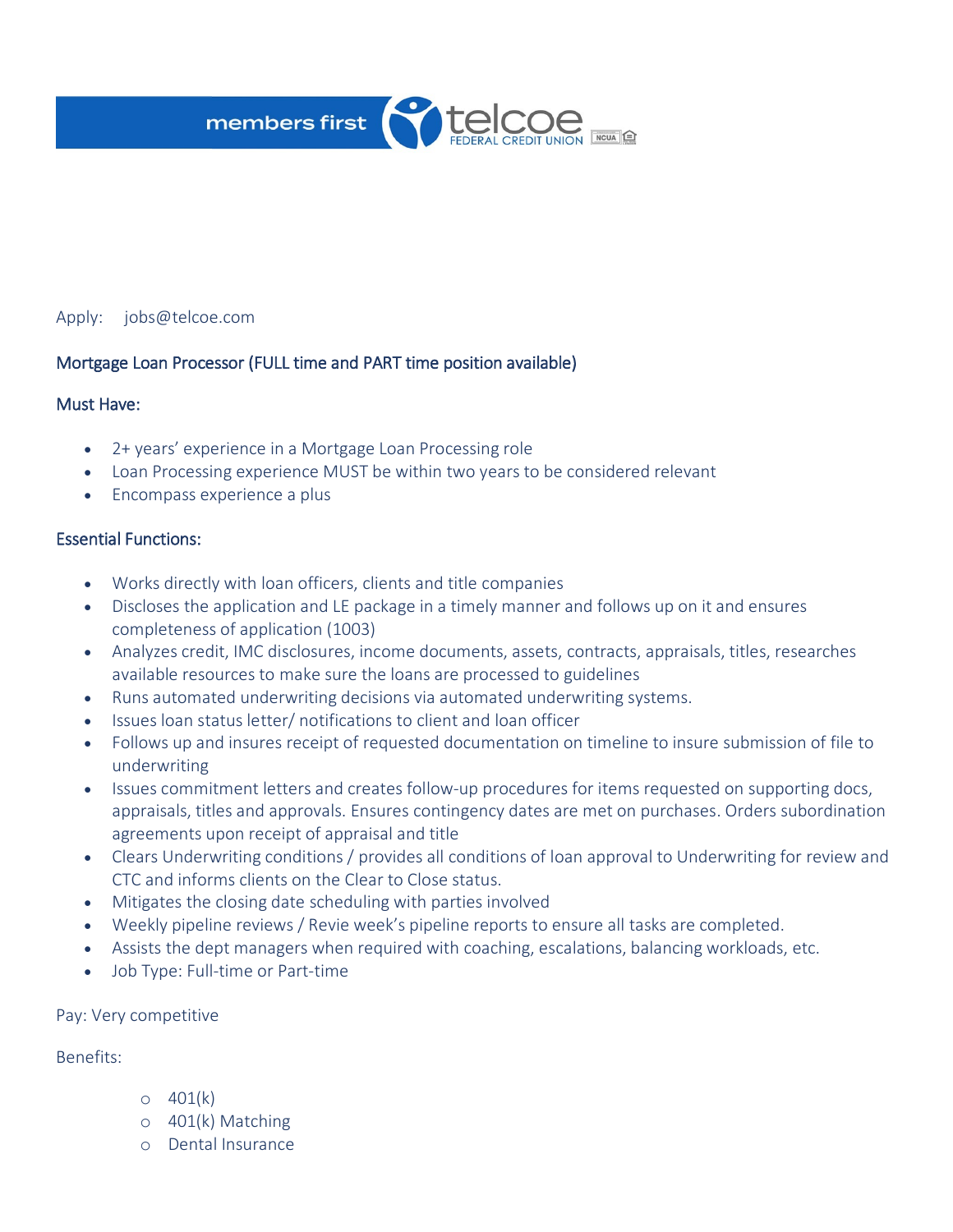members first telcoe FEDERAL CREDIT UNION

Apply: jobs@telcoe.com

## Mortgage Loan Processor (FULL time and PART time position available)

### Must Have:

- 2+ years' experience in a Mortgage Loan Processing role
- Loan Processing experience MUST be within two years to be considered relevant
- Encompass experience a plus

### Essential Functions:

- Works directly with loan officers, clients and title companies
- Discloses the application and LE package in a timely manner and follows up on it and ensures completeness of application (1003)
- Analyzes credit, IMC disclosures, income documents, assets, contracts, appraisals, titles, researches available resources to make sure the loans are processed to guidelines
- Runs automated underwriting decisions via automated underwriting systems.
- Issues loan status letter/ notifications to client and loan officer
- Follows up and insures receipt of requested documentation on timeline to insure submission of file to underwriting
- Issues commitment letters and creates follow-up procedures for items requested on supporting docs, appraisals, titles and approvals. Ensures contingency dates are met on purchases. Orders subordination agreements upon receipt of appraisal and title
- Clears Underwriting conditions / provides all conditions of loan approval to Underwriting for review and CTC and informs clients on the Clear to Close status.
- Mitigates the closing date scheduling with parties involved
- Weekly pipeline reviews / Revie week's pipeline reports to ensure all tasks are completed.
- Assists the dept managers when required with coaching, escalations, balancing workloads, etc.
- Job Type: Full-time or Part-time

Pay: Very competitive

Benefits:

- 401(k)
- 401(k) Matching
- Dental Insurance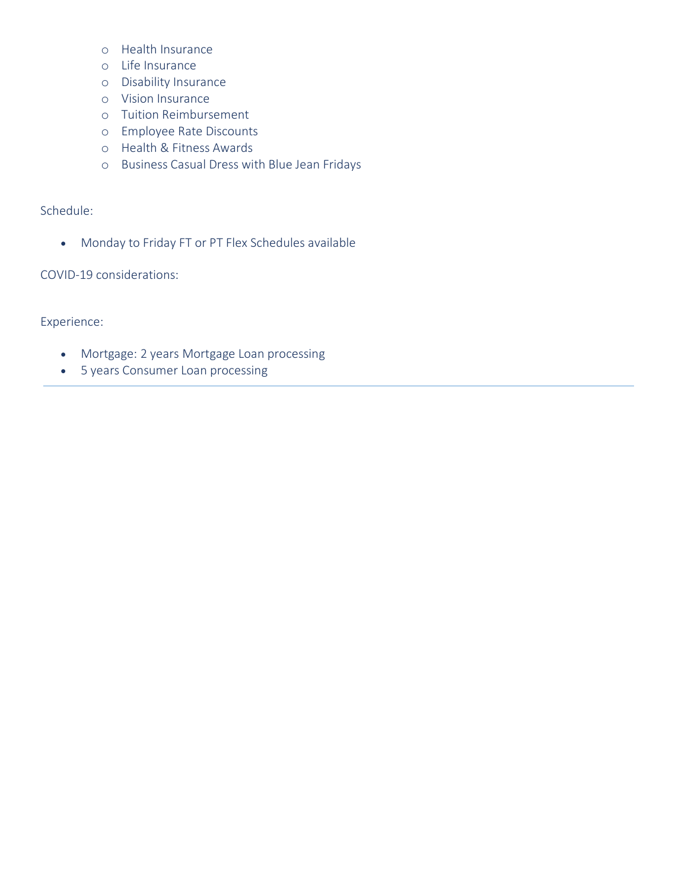- Health Insurance
  - Life Insurance
  - Disability Insurance
  - Vision Insurance
  - Tuition Reimbursement
  - Employee Rate Discounts
  - Health & Fitness Awards
  - Business Casual Dress with Blue Jean Fridays

Schedule:

- Monday to Friday FT or PT Flex Schedules available

COVID-19 considerations:

Experience:

- Mortgage: 2 years Mortgage Loan processing
- 5 years Consumer Loan processing

---